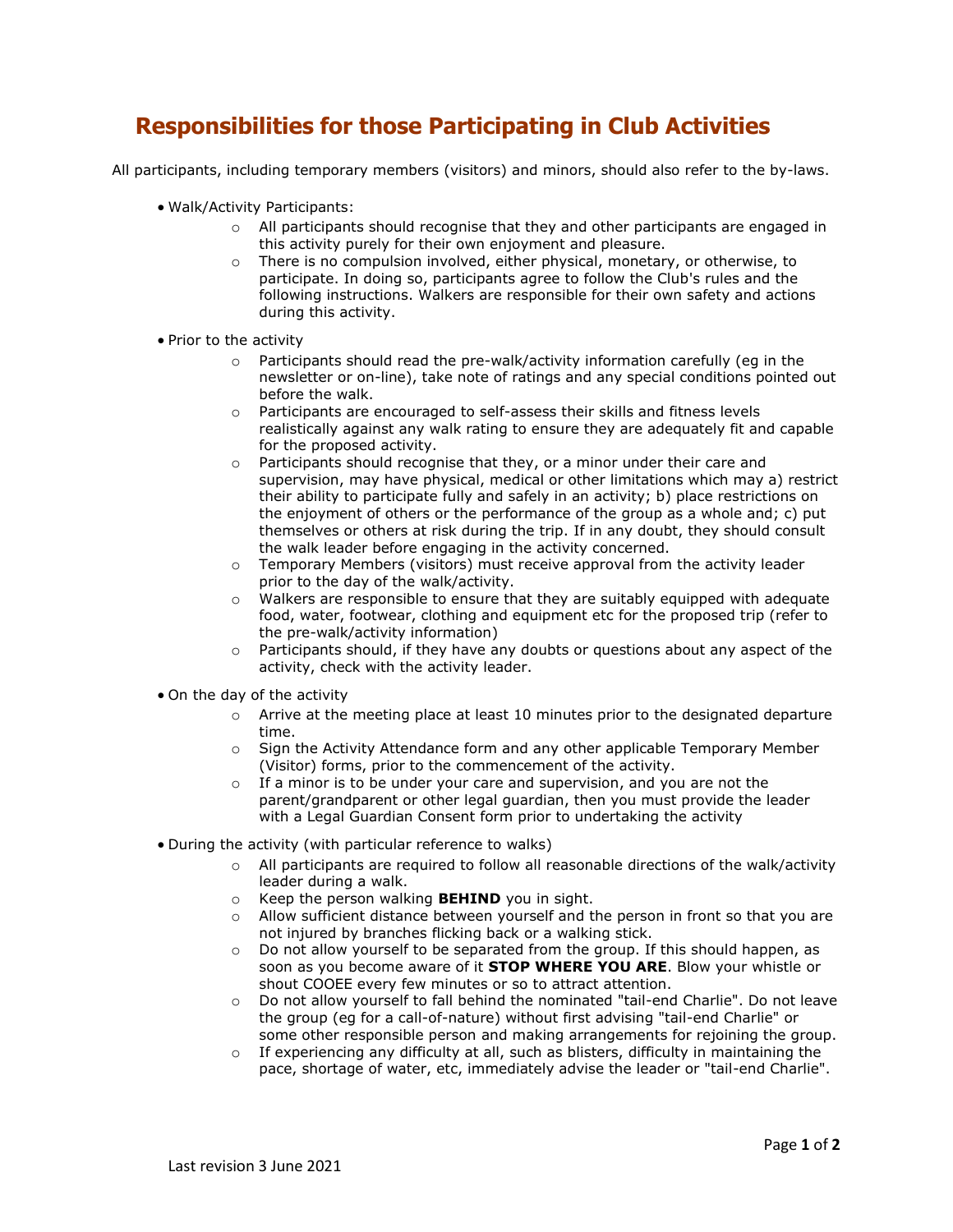# Responsibilities for those Participating in Club Activities

All participants, including temporary members (visitors) and minors, should also refer to the by-laws.

- Walk/Activity Participants:
  - All participants should recognise that they and other participants are engaged in this activity purely for their own enjoyment and pleasure.
  - There is no compulsion involved, either physical, monetary, or otherwise, to participate. In doing so, participants agree to follow the Club's rules and the following instructions. Walkers are responsible for their own safety and actions during this activity.

- Prior to the activity
  - Participants should read the pre-walk/activity information carefully (eg in the newsletter or on-line), take note of ratings and any special conditions pointed out before the walk.
  - Participants are encouraged to self-assess their skills and fitness levels realistically against any walk rating to ensure they are adequately fit and capable for the proposed activity.
  - Participants should recognise that they, or a minor under their care and supervision, may have physical, medical or other limitations which may a) restrict their ability to participate fully and safely in an activity; b) place restrictions on the enjoyment of others or the performance of the group as a whole and; c) put themselves or others at risk during the trip. If in any doubt, they should consult the walk leader before engaging in the activity concerned.
  - Temporary Members (visitors) must receive approval from the activity leader prior to the day of the walk/activity.
  - Walkers are responsible to ensure that they are suitably equipped with adequate food, water, footwear, clothing and equipment etc for the proposed trip (refer to the pre-walk/activity information)
  - Participants should, if they have any doubts or questions about any aspect of the activity, check with the activity leader.

- On the day of the activity
  - Arrive at the meeting place at least 10 minutes prior to the designated departure time.
  - Sign the Activity Attendance form and any other applicable Temporary Member (Visitor) forms, prior to the commencement of the activity.
  - If a minor is to be under your care and supervision, and you are not the parent/grandparent or other legal guardian, then you must provide the leader with a Legal Guardian Consent form prior to undertaking the activity

- During the activity (with particular reference to walks)
  - All participants are required to follow all reasonable directions of the walk/activity leader during a walk.
  - Keep the person walking **BEHIND** you in sight.
  - Allow sufficient distance between yourself and the person in front so that you are not injured by branches flicking back or a walking stick.
  - Do not allow yourself to be separated from the group. If this should happen, as soon as you become aware of it **STOP WHERE YOU ARE**. Blow your whistle or shout COOEE every few minutes or so to attract attention.
  - Do not allow yourself to fall behind the nominated "tail-end Charlie". Do not leave the group (eg for a call-of-nature) without first advising "tail-end Charlie" or some other responsible person and making arrangements for rejoining the group.
  - If experiencing any difficulty at all, such as blisters, difficulty in maintaining the pace, shortage of water, etc, immediately advise the leader or "tail-end Charlie".

Last revision 3 June 2021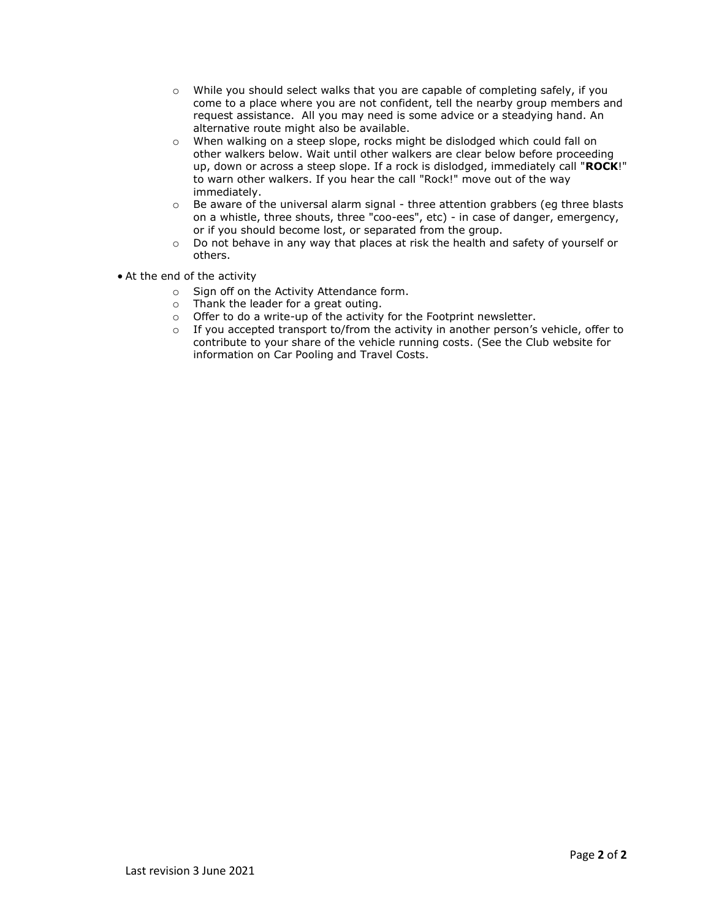- While you should select walks that you are capable of completing safely, if you come to a place where you are not confident, tell the nearby group members and request assistance. All you may need is some advice or a steadying hand. An alternative route might also be available.
  - When walking on a steep slope, rocks might be dislodged which could fall on other walkers below. Wait until other walkers are clear below before proceeding up, down or across a steep slope. If a rock is dislodged, immediately call "**ROCK**!" to warn other walkers. If you hear the call "Rock!" move out of the way immediately.
  - Be aware of the universal alarm signal - three attention grabbers (eg three blasts on a whistle, three shouts, three "coo-ees", etc) - in case of danger, emergency, or if you should become lost, or separated from the group.
  - Do not behave in any way that places at risk the health and safety of yourself or others.

- At the end of the activity
  - Sign off on the Activity Attendance form.
  - Thank the leader for a great outing.
  - Offer to do a write-up of the activity for the Footprint newsletter.
  - If you accepted transport to/from the activity in another person's vehicle, offer to contribute to your share of the vehicle running costs. (See the Club website for information on Car Pooling and Travel Costs.

Last revision 3 June 2021